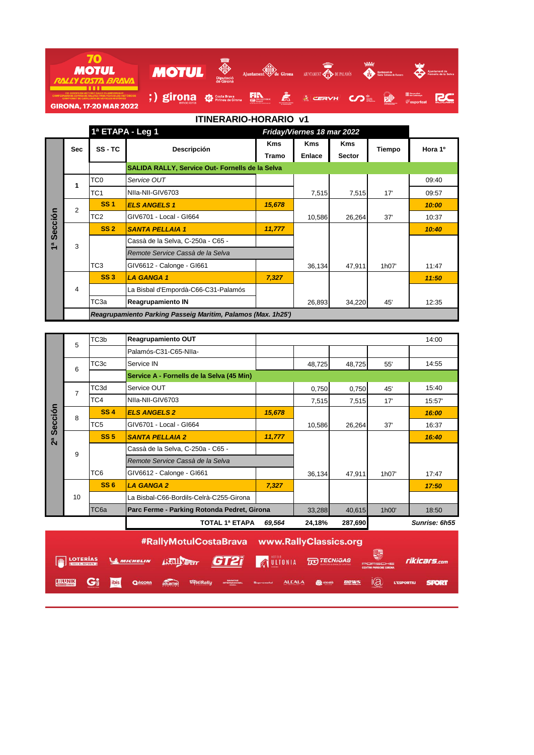## ITINERARIO-HORARIO v1

### 1ª ETAPA - Leg 1 — *Friday/Viernes 18 mar 2022*

| Sección | Sec | SS - TC | Descripción | Kms Tramo | Kms Enlace | Kms Sector | Tiempo | Hora 1º |
|---|---|---|---|---|---|---|---|---|
| 1ª Sección | | | **SALIDA RALLY, Service Out- Fornells de la Selva** | | | | | |
| | 1 | TC0 | *Service OUT* | | | | | 09:40 |
| | | TC1 | NIIa-NII-GIV6703 | | 7,515 | 7,515 | 17' | 09:57 |
| | 2 | **SS 1** | ***ELS ANGELS 1*** | ***15,678*** | | | | ***10:00*** |
| | | TC2 | GIV6701 - Local - GI664 | | 10,586 | 26,264 | 37' | 10:37 |
| | 3 | **SS 2** | ***SANTA PELLAIA 1*** | ***11,777*** | | | | ***10:40*** |
| | | | Cassà de la Selva, C-250a - C65 - | | | | | |
| | | | *Remote Service Cassà de la Selva* | | | | | |
| | | TC3 | GIV6612 - Calonge - GI661 | | 36,134 | 47,911 | 1h07' | 11:47 |
| | 4 | **SS 3** | ***LA GANGA 1*** | ***7,327*** | | | | ***11:50*** |
| | | | La Bisbal d'Empordà-C66-C31-Palamós | | | | | |
| | | TC3a | **Reagrupamiento IN** | | 26,893 | 34,220 | 45' | 12:35 |
| | | | ***Reagrupamiento Parking Passeig Maritim, Palamos (Max. 1h25')*** | | | | | |
| 2ª Sección | 5 | TC3b | **Reagrupamiento OUT** | | | | | 14:00 |
| | | | Palamós-C31-C65-NIIa- | | | | | |
| | 6 | TC3c | Service IN | | 48,725 | 48,725 | 55' | 14:55 |
| | | | **Service A - Fornells de la Selva (45 Min)** | | | | | |
| | 7 | TC3d | Service OUT | | 0,750 | 0,750 | 45' | 15:40 |
| | | TC4 | NIIa-NII-GIV6703 | | 7,515 | 7,515 | 17' | 15:57' |
| | 8 | **SS 4** | ***ELS ANGELS 2*** | ***15,678*** | | | | ***16:00*** |
| | | TC5 | GIV6701 - Local - GI664 | | 10,586 | 26,264 | 37' | 16:37 |
| | 9 | **SS 5** | ***SANTA PELLAIA 2*** | ***11,777*** | | | | ***16:40*** |
| | | | Cassà de la Selva, C-250a - C65 - | | | | | |
| | | | *Remote Service Cassà de la Selva* | | | | | |
| | | TC6 | GIV6612 - Calonge - GI661 | | 36,134 | 47,911 | 1h07' | 17:47 |
| | 10 | **SS 6** | ***LA GANGA 2*** | ***7,327*** | | | | ***17:50*** |
| | | | La Bisbal-C66-Bordils-Celrà-C255-Girona | | | | | |
| | | TC6a | **Parc Ferme - Parking Rotonda Pedret, Girona** | | 33,288 | 40,615 | 1h00' | 18:50 |
| | | | **TOTAL 1ª ETAPA** | ***69,564*** | **24,18%** | **287,690** | | ***Sunrise: 6h55*** |

#RallyMotulCostaBrava www.RallyClassics.org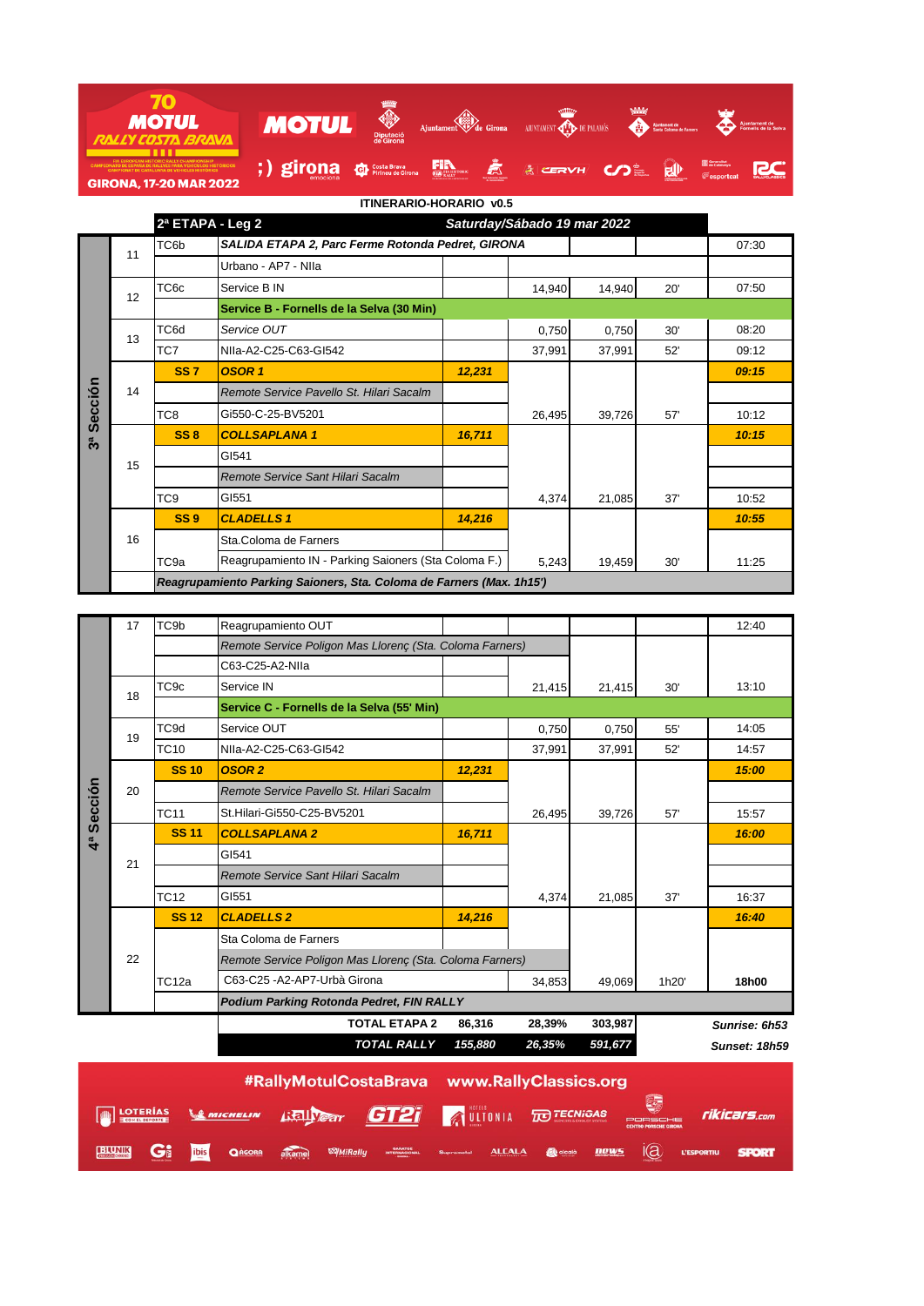**ITINERARIO-HORARIO v0.5**

## 2ª ETAPA - Leg 2 — Saturday/Sábado 19 mar 2022

| Sección | | Control | Location | SS km | Liaison km | Total km | Time | Hora |
|---|---|---|---|---|---|---|---|---|
| 3ª Sección | 11 | TC6b | ***SALIDA ETAPA 2, Parc Ferme Rotonda Pedret, GIRONA*** | | | | | 07:30 |
| | | | Urbano - AP7 - NIIa | | | | | |
| | 12 | TC6c | Service B IN | | 14,940 | 14,940 | 20' | 07:50 |
| | | | **Service B - Fornells de la Selva (30 Min)** | | | | | |
| | 13 | TC6d | *Service OUT* | | 0,750 | 0,750 | 30' | 08:20 |
| | | TC7 | NIIa-A2-C25-C63-GI542 | | 37,991 | 37,991 | 52' | 09:12 |
| | 14 | **SS 7** | ***OSOR 1*** | ***12,231*** | | | | ***09:15*** |
| | | | *Remote Service Pavello St. Hilari Sacalm* | | | | | |
| | | TC8 | Gi550-C-25-BV5201 | | 26,495 | 39,726 | 57' | 10:12 |
| | 15 | **SS 8** | ***COLLSAPLANA 1*** | ***16,711*** | | | | ***10:15*** |
| | | | GI541 | | | | | |
| | | | *Remote Service Sant Hilari Sacalm* | | | | | |
| | | TC9 | GI551 | | 4,374 | 21,085 | 37' | 10:52 |
| | 16 | **SS 9** | ***CLADELLS 1*** | ***14,216*** | | | | ***10:55*** |
| | | | Sta.Coloma de Farners | | | | | |
| | | TC9a | Reagrupamiento IN - Parking Saioners (Sta Coloma F.) | | 5,243 | 19,459 | 30' | 11:25 |
| | | | ***Reagrupamiento Parking Saioners, Sta. Coloma de Farners (Max. 1h15')*** | | | | | |

| Sección | | Control | Location | SS km | Liaison km | Total km | Time | Hora |
|---|---|---|---|---|---|---|---|---|
| 4ª Sección | 17 | TC9b | Reagrupamiento OUT | | | | | 12:40 |
| | | | *Remote Service Poligon Mas Llorenç (Sta. Coloma Farners)* | | | | | |
| | | | C63-C25-A2-NIIa | | | | | |
| | 18 | TC9c | Service IN | | 21,415 | 21,415 | 30' | 13:10 |
| | | | **Service C - Fornells de la Selva (55' Min)** | | | | | |
| | 19 | TC9d | Service OUT | | 0,750 | 0,750 | 55' | 14:05 |
| | | TC10 | NIIa-A2-C25-C63-GI542 | | 37,991 | 37,991 | 52' | 14:57 |
| | 20 | **SS 10** | ***OSOR 2*** | ***12,231*** | | | | ***15:00*** |
| | | | *Remote Service Pavello St. Hilari Sacalm* | | | | | |
| | | TC11 | St.Hilari-Gi550-C25-BV5201 | | 26,495 | 39,726 | 57' | 15:57 |
| | 21 | **SS 11** | ***COLLSAPLANA 2*** | ***16,711*** | | | | ***16:00*** |
| | | | GI541 | | | | | |
| | | | *Remote Service Sant Hilari Sacalm* | | | | | |
| | | TC12 | GI551 | | 4,374 | 21,085 | 37' | 16:37 |
| | 22 | **SS 12** | ***CLADELLS 2*** | ***14,216*** | | | | ***16:40*** |
| | | | Sta Coloma de Farners | | | | | |
| | | | *Remote Service Poligon Mas Llorenç (Sta. Coloma Farners)* | | | | | |
| | | TC12a | C63-C25 -A2-AP7-Urbà Girona | | 34,853 | 49,069 | 1h20' | **18h00** |
| | | | ***Podium Parking Rotonda Pedret, FIN RALLY*** | | | | | |
| | | | **TOTAL ETAPA 2** | **86,316** | **28,39%** | **303,987** | | ***Sunrise: 6h53*** |
| | | | ***TOTAL RALLY*** | ***155,880*** | ***26,35%*** | ***591,677*** | | ***Sunset: 18h59*** |

**#RallyMotulCostaBrava www.RallyClassics.org**